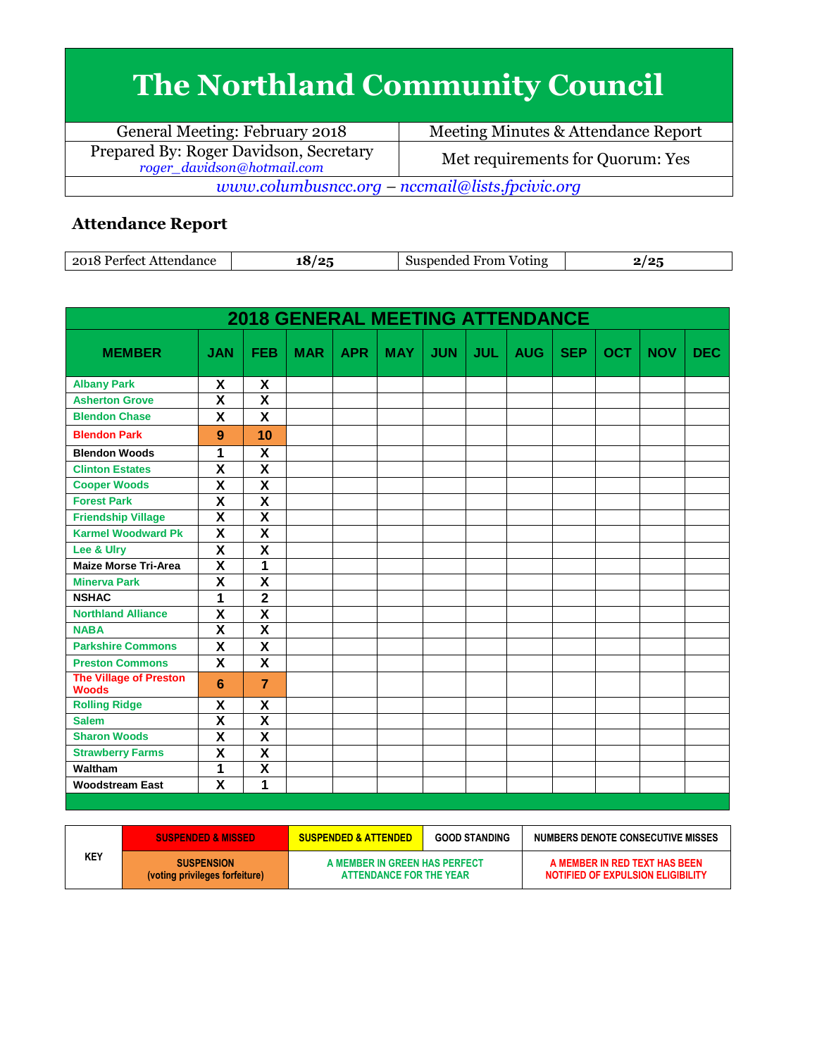# The Northland Community Council

| General Meeting: February 2018 | Meeting Minutes & Attendance Report |
|---|---|
| Prepared By: Roger Davidson, Secretary *roger_davidson@hotmail.com* | Met requirements for Quorum: Yes |

*www.columbusncc.org – nccmail@lists.fpcivic.org*

## Attendance Report

| 2018 Perfect Attendance | **18/25** | Suspended From Voting | **2/25** |
|---|---|---|---|

| 2018 GENERAL MEETING ATTENDANCE | | | | | | | | | | | | |
|---|---|---|---|---|---|---|---|---|---|---|---|---|
| **MEMBER** | **JAN** | **FEB** | **MAR** | **APR** | **MAY** | **JUN** | **JUL** | **AUG** | **SEP** | **OCT** | **NOV** | **DEC** |
| Albany Park | X | X | | | | | | | | | | |
| Asherton Grove | X | X | | | | | | | | | | |
| Blendon Chase | X | X | | | | | | | | | | |
| Blendon Park | 9 | 10 | | | | | | | | | | |
| Blendon Woods | 1 | X | | | | | | | | | | |
| Clinton Estates | X | X | | | | | | | | | | |
| Cooper Woods | X | X | | | | | | | | | | |
| Forest Park | X | X | | | | | | | | | | |
| Friendship Village | X | X | | | | | | | | | | |
| Karmel Woodward Pk | X | X | | | | | | | | | | |
| Lee & Ulry | X | X | | | | | | | | | | |
| Maize Morse Tri-Area | X | 1 | | | | | | | | | | |
| Minerva Park | X | X | | | | | | | | | | |
| NSHAC | 1 | 2 | | | | | | | | | | |
| Northland Alliance | X | X | | | | | | | | | | |
| NABA | X | X | | | | | | | | | | |
| Parkshire Commons | X | X | | | | | | | | | | |
| Preston Commons | X | X | | | | | | | | | | |
| The Village of Preston Woods | 6 | 7 | | | | | | | | | | |
| Rolling Ridge | X | X | | | | | | | | | | |
| Salem | X | X | | | | | | | | | | |
| Sharon Woods | X | X | | | | | | | | | | |
| Strawberry Farms | X | X | | | | | | | | | | |
| Waltham | 1 | X | | | | | | | | | | |
| Woodstream East | X | 1 | | | | | | | | | | |

| KEY | SUSPENDED & MISSED | SUSPENDED & ATTENDED | GOOD STANDING | NUMBERS DENOTE CONSECUTIVE MISSES |
|---|---|---|---|---|
| | SUSPENSION (voting privileges forfeiture) | A MEMBER IN GREEN HAS PERFECT ATTENDANCE FOR THE YEAR | | A MEMBER IN RED TEXT HAS BEEN NOTIFIED OF EXPULSION ELIGIBILITY |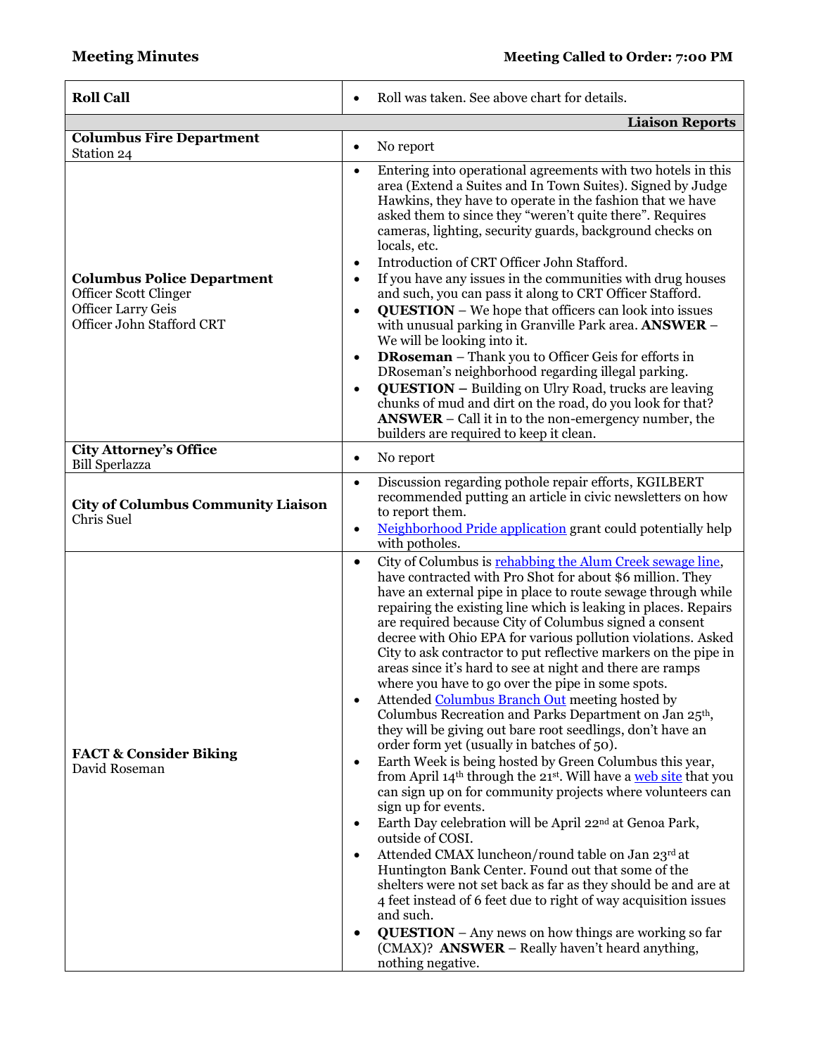**Meeting Minutes** **Meeting Called to Order: 7:00 PM**

| | |
|---|---|
| **Roll Call** | • Roll was taken. See above chart for details. |
| | **Liaison Reports** |
| **Columbus Fire Department**<br>Station 24 | • No report |
| **Columbus Police Department**<br>Officer Scott Clinger<br>Officer Larry Geis<br>Officer John Stafford CRT | • Entering into operational agreements with two hotels in this area (Extend a Suites and In Town Suites). Signed by Judge Hawkins, they have to operate in the fashion that we have asked them to since they "weren't quite there". Requires cameras, lighting, security guards, background checks on locals, etc.<br>• Introduction of CRT Officer John Stafford.<br>• If you have any issues in the communities with drug houses and such, you can pass it along to CRT Officer Stafford.<br>• **QUESTION** – We hope that officers can look into issues with unusual parking in Granville Park area. **ANSWER** – We will be looking into it.<br>• **DRoseman** – Thank you to Officer Geis for efforts in DRoseman's neighborhood regarding illegal parking.<br>• **QUESTION –** Building on Ulry Road, trucks are leaving chunks of mud and dirt on the road, do you look for that? **ANSWER** – Call it in to the non-emergency number, the builders are required to keep it clean. |
| **City Attorney's Office**<br>Bill Sperlazza | • No report |
| **City of Columbus Community Liaison**<br>Chris Suel | • Discussion regarding pothole repair efforts, KGILBERT recommended putting an article in civic newsletters on how to report them.<br>• Neighborhood Pride application grant could potentially help with potholes. |
| **FACT & Consider Biking**<br>David Roseman | • City of Columbus is rehabbing the Alum Creek sewage line, have contracted with Pro Shot for about $6 million. They have an external pipe in place to route sewage through while repairing the existing line which is leaking in places. Repairs are required because City of Columbus signed a consent decree with Ohio EPA for various pollution violations. Asked City to ask contractor to put reflective markers on the pipe in areas since it's hard to see at night and there are ramps where you have to go over the pipe in some spots.<br>• Attended Columbus Branch Out meeting hosted by Columbus Recreation and Parks Department on Jan 25th, they will be giving out bare root seedlings, don't have an order form yet (usually in batches of 50).<br>• Earth Week is being hosted by Green Columbus this year, from April 14th through the 21st. Will have a web site that you can sign up on for community projects where volunteers can sign up for events.<br>• Earth Day celebration will be April 22nd at Genoa Park, outside of COSI.<br>• Attended CMAX luncheon/round table on Jan 23rd at Huntington Bank Center. Found out that some of the shelters were not set back as far as they should be and are at 4 feet instead of 6 feet due to right of way acquisition issues and such.<br>• **QUESTION** – Any news on how things are working so far (CMAX)? **ANSWER** – Really haven't heard anything, nothing negative. |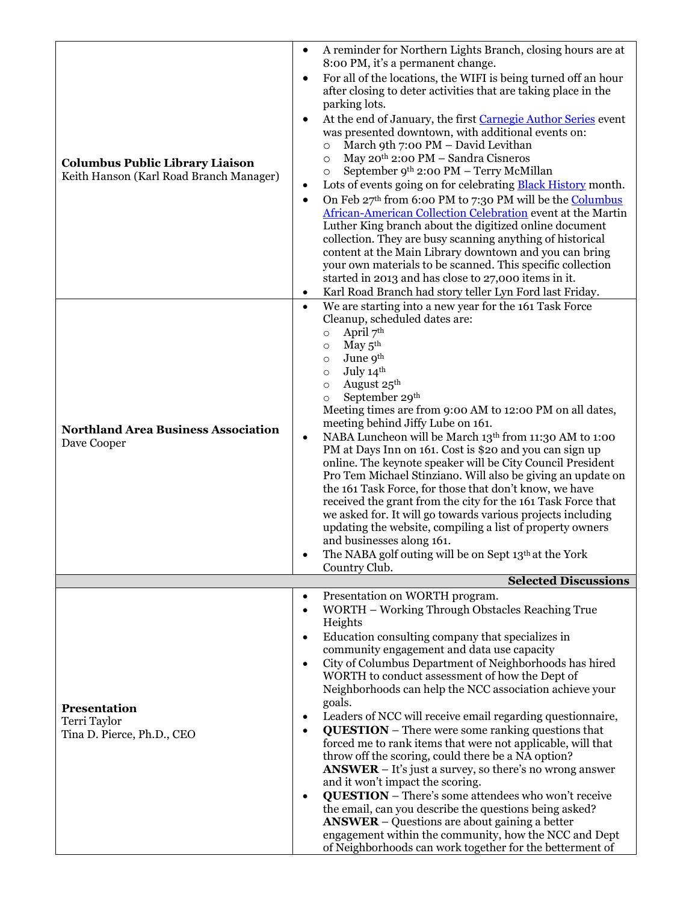| | |
|---|---|
| **Columbus Public Library Liaison**<br>Keith Hanson (Karl Road Branch Manager) | • A reminder for Northern Lights Branch, closing hours are at 8:00 PM, it's a permanent change.<br>• For all of the locations, the WIFI is being turned off an hour after closing to deter activities that are taking place in the parking lots.<br>• At the end of January, the first Carnegie Author Series event was presented downtown, with additional events on:<br>  ○ March 9th 7:00 PM – David Levithan<br>  ○ May 20th 2:00 PM – Sandra Cisneros<br>  ○ September 9th 2:00 PM – Terry McMillan<br>• Lots of events going on for celebrating Black History month.<br>• On Feb 27th from 6:00 PM to 7:30 PM will be the Columbus African-American Collection Celebration event at the Martin Luther King branch about the digitized online document collection. They are busy scanning anything of historical content at the Main Library downtown and you can bring your own materials to be scanned. This specific collection started in 2013 and has close to 27,000 items in it.<br>• Karl Road Branch had story teller Lyn Ford last Friday. |
| **Northland Area Business Association**<br>Dave Cooper | • We are starting into a new year for the 161 Task Force Cleanup, scheduled dates are:<br>  ○ April 7th<br>  ○ May 5th<br>  ○ June 9th<br>  ○ July 14th<br>  ○ August 25th<br>  ○ September 29th<br>Meeting times are from 9:00 AM to 12:00 PM on all dates, meeting behind Jiffy Lube on 161.<br>• NABA Luncheon will be March 13th from 11:30 AM to 1:00 PM at Days Inn on 161. Cost is $20 and you can sign up online. The keynote speaker will be City Council President Pro Tem Michael Stinziano. Will also be giving an update on the 161 Task Force, for those that don't know, we have received the grant from the city for the 161 Task Force that we asked for. It will go towards various projects including updating the website, compiling a list of property owners and businesses along 161.<br>• The NABA golf outing will be on Sept 13th at the York Country Club. |
| | **Selected Discussions** |
| **Presentation**<br>Terri Taylor<br>Tina D. Pierce, Ph.D., CEO | • Presentation on WORTH program.<br>• WORTH – Working Through Obstacles Reaching True Heights<br>• Education consulting company that specializes in community engagement and data use capacity<br>• City of Columbus Department of Neighborhoods has hired WORTH to conduct assessment of how the Dept of Neighborhoods can help the NCC association achieve your goals.<br>• Leaders of NCC will receive email regarding questionnaire,<br>• **QUESTION** – There were some ranking questions that forced me to rank items that were not applicable, will that throw off the scoring, could there be a NA option? **ANSWER** – It's just a survey, so there's no wrong answer and it won't impact the scoring.<br>• **QUESTION** – There's some attendees who won't receive the email, can you describe the questions being asked? **ANSWER** – Questions are about gaining a better engagement within the community, how the NCC and Dept of Neighborhoods can work together for the betterment of |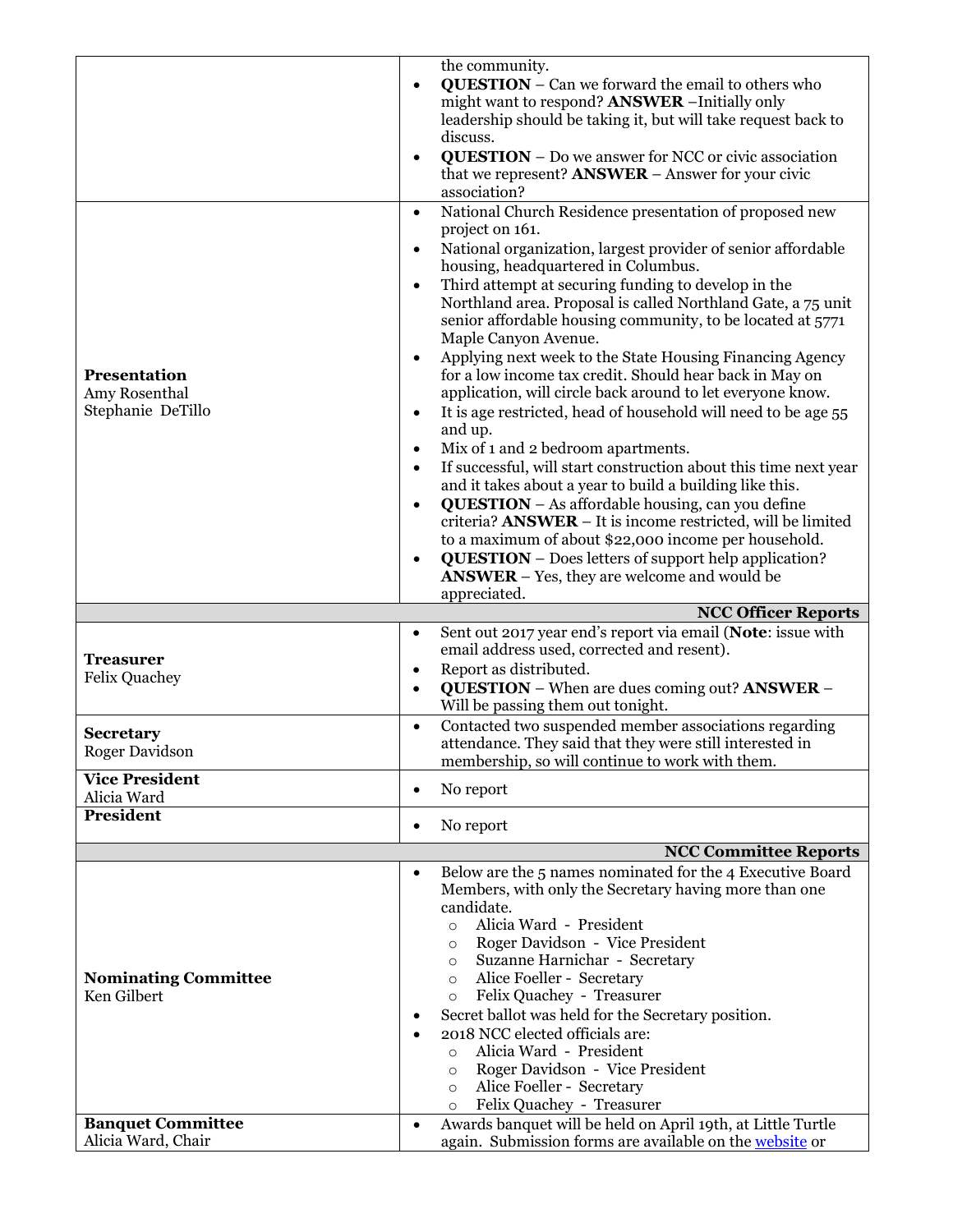| | |
|---|---|
| | the community.<br>• **QUESTION** – Can we forward the email to others who might want to respond? **ANSWER** –Initially only leadership should be taking it, but will take request back to discuss.<br>• **QUESTION** – Do we answer for NCC or civic association that we represent? **ANSWER** – Answer for your civic association? |
| **Presentation**<br>Amy Rosenthal<br>Stephanie DeTillo | • National Church Residence presentation of proposed new project on 161.<br>• National organization, largest provider of senior affordable housing, headquartered in Columbus.<br>• Third attempt at securing funding to develop in the Northland area. Proposal is called Northland Gate, a 75 unit senior affordable housing community, to be located at 5771 Maple Canyon Avenue.<br>• Applying next week to the State Housing Financing Agency for a low income tax credit. Should hear back in May on application, will circle back around to let everyone know.<br>• It is age restricted, head of household will need to be age 55 and up.<br>• Mix of 1 and 2 bedroom apartments.<br>• If successful, will start construction about this time next year and it takes about a year to build a building like this.<br>• **QUESTION** – As affordable housing, can you define criteria? **ANSWER** – It is income restricted, will be limited to a maximum of about $22,000 income per household.<br>• **QUESTION** – Does letters of support help application? **ANSWER** – Yes, they are welcome and would be appreciated. |
| | **NCC Officer Reports** |
| **Treasurer**<br>Felix Quachey | • Sent out 2017 year end's report via email (**Note**: issue with email address used, corrected and resent).<br>• Report as distributed.<br>• **QUESTION** – When are dues coming out? **ANSWER** – Will be passing them out tonight. |
| **Secretary**<br>Roger Davidson | • Contacted two suspended member associations regarding attendance. They said that they were still interested in membership, so will continue to work with them. |
| **Vice President**<br>Alicia Ward | • No report |
| **President** | • No report |
| | **NCC Committee Reports** |
| **Nominating Committee**<br>Ken Gilbert | • Below are the 5 names nominated for the 4 Executive Board Members, with only the Secretary having more than one candidate.<br>  ○ Alicia Ward - President<br>  ○ Roger Davidson - Vice President<br>  ○ Suzanne Harnichar - Secretary<br>  ○ Alice Foeller - Secretary<br>  ○ Felix Quachey - Treasurer<br>• Secret ballot was held for the Secretary position.<br>• 2018 NCC elected officials are:<br>  ○ Alicia Ward - President<br>  ○ Roger Davidson - Vice President<br>  ○ Alice Foeller - Secretary<br>  ○ Felix Quachey - Treasurer |
| **Banquet Committee**<br>Alicia Ward, Chair | • Awards banquet will be held on April 19th, at Little Turtle again. Submission forms are available on the website or |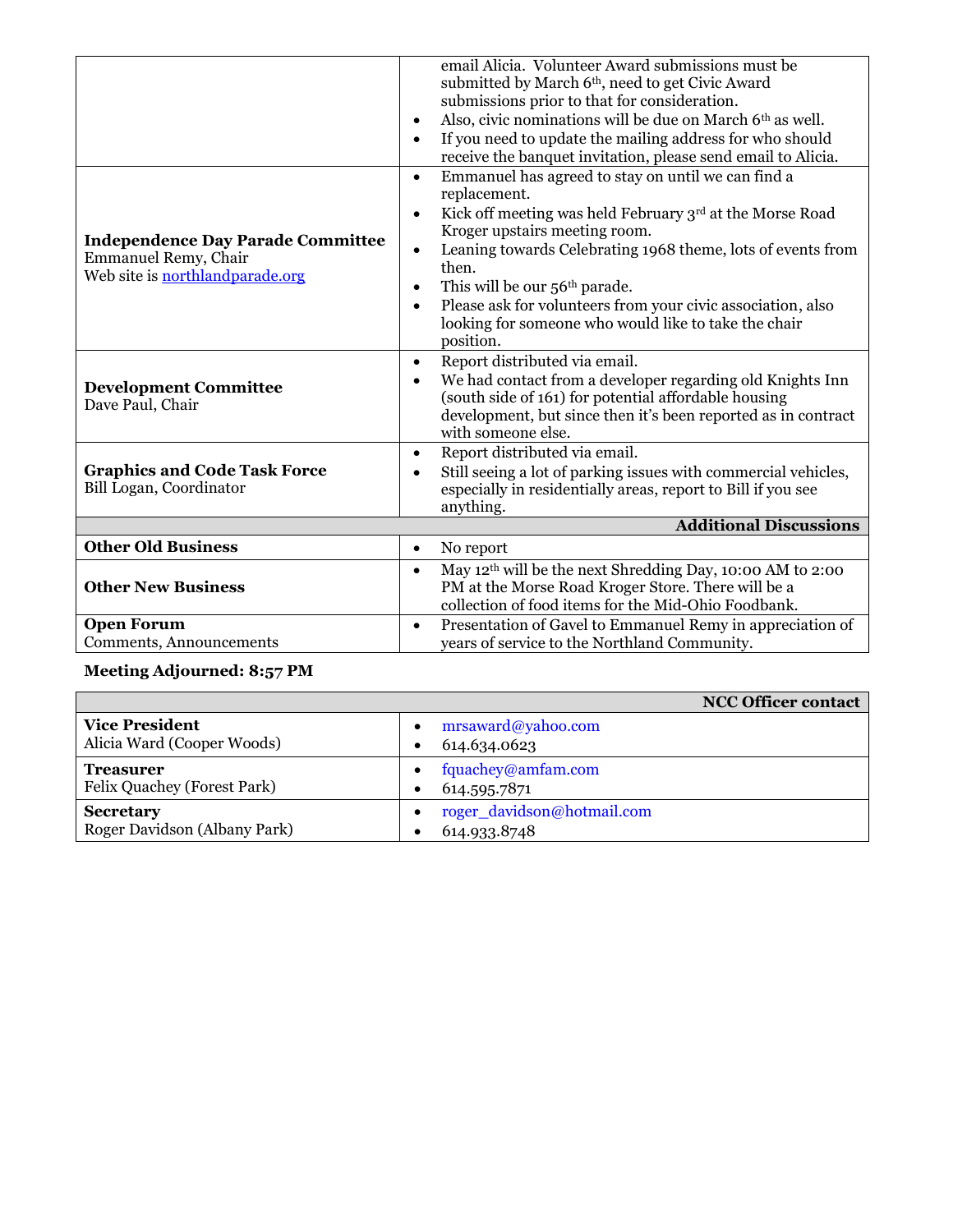| | |
|---|---|
| | email Alicia. Volunteer Award submissions must be submitted by March 6th, need to get Civic Award submissions prior to that for consideration.<br>• Also, civic nominations will be due on March 6th as well.<br>• If you need to update the mailing address for who should receive the banquet invitation, please send email to Alicia. |
| **Independence Day Parade Committee**<br>Emmanuel Remy, Chair<br>Web site is [northlandparade.org](northlandparade.org) | • Emmanuel has agreed to stay on until we can find a replacement.<br>• Kick off meeting was held February 3rd at the Morse Road Kroger upstairs meeting room.<br>• Leaning towards Celebrating 1968 theme, lots of events from then.<br>• This will be our 56th parade.<br>• Please ask for volunteers from your civic association, also looking for someone who would like to take the chair position. |
| **Development Committee**<br>Dave Paul, Chair | • Report distributed via email.<br>• We had contact from a developer regarding old Knights Inn (south side of 161) for potential affordable housing development, but since then it's been reported as in contract with someone else. |
| **Graphics and Code Task Force**<br>Bill Logan, Coordinator | • Report distributed via email.<br>• Still seeing a lot of parking issues with commercial vehicles, especially in residentially areas, report to Bill if you see anything. |
| | **Additional Discussions** |
| **Other Old Business** | • No report |
| **Other New Business** | • May 12th will be the next Shredding Day, 10:00 AM to 2:00 PM at the Morse Road Kroger Store. There will be a collection of food items for the Mid-Ohio Foodbank. |
| **Open Forum**<br>Comments, Announcements | • Presentation of Gavel to Emmanuel Remy in appreciation of years of service to the Northland Community. |

**Meeting Adjourned: 8:57 PM**

| | **NCC Officer contact** |
|---|---|
| **Vice President**<br>Alicia Ward (Cooper Woods) | • mrsaward@yahoo.com<br>• 614.634.0623 |
| **Treasurer**<br>Felix Quachey (Forest Park) | • fquachey@amfam.com<br>• 614.595.7871 |
| **Secretary**<br>Roger Davidson (Albany Park) | • roger_davidson@hotmail.com<br>• 614.933.8748 |